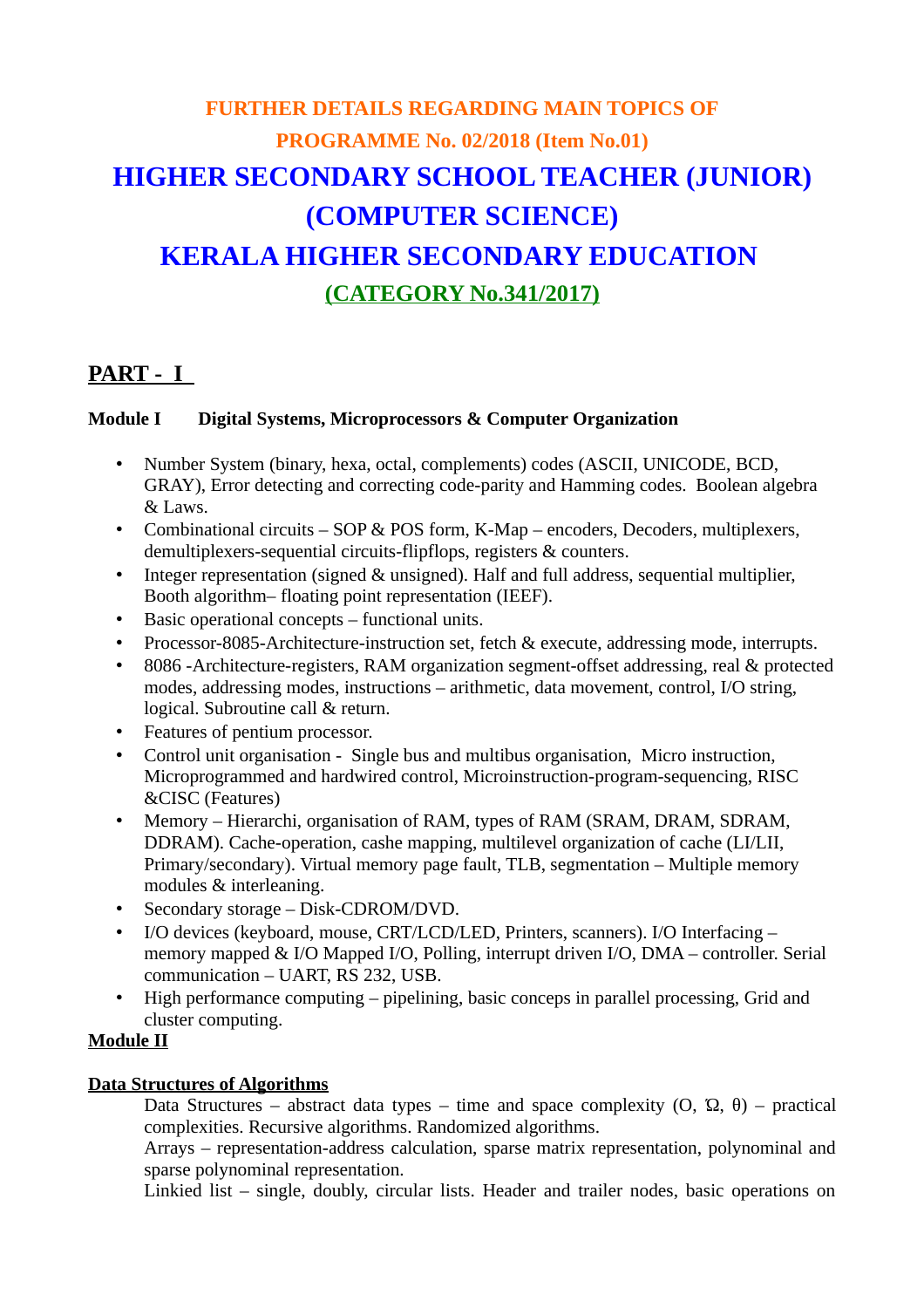# FURTHER DETAILS REGARDING MAIN TOPICS OF PROGRAMME No. 02/2018 (Item No.01)

# HIGHER SECONDARY SCHOOL TEACHER (JUNIOR) (COMPUTER SCIENCE)

# KERALA HIGHER SECONDARY EDUCATION

## (CATEGORY No.341/2017)

## PART - I

### Module I    Digital Systems, Microprocessors & Computer Organization

- Number System (binary, hexa, octal, complements) codes (ASCII, UNICODE, BCD, GRAY), Error detecting and correcting code-parity and Hamming codes. Boolean algebra & Laws.
- Combinational circuits – SOP & POS form, K-Map – encoders, Decoders, multiplexers, demultiplexers-sequential circuits-flipflops, registers & counters.
- Integer representation (signed & unsigned). Half and full address, sequential multiplier, Booth algorithm– floating point representation (IEEF).
- Basic operational concepts – functional units.
- Processor-8085-Architecture-instruction set, fetch & execute, addressing mode, interrupts.
- 8086 -Architecture-registers, RAM organization segment-offset addressing, real & protected modes, addressing modes, instructions – arithmetic, data movement, control, I/O string, logical. Subroutine call & return.
- Features of pentium processor.
- Control unit organisation - Single bus and multibus organisation, Micro instruction, Microprogrammed and hardwired control, Microinstruction-program-sequencing, RISC &CISC (Features)
- Memory – Hierarchi, organisation of RAM, types of RAM (SRAM, DRAM, SDRAM, DDRAM). Cache-operation, cashe mapping, multilevel organization of cache (LI/LII, Primary/secondary). Virtual memory page fault, TLB, segmentation – Multiple memory modules & interleaning.
- Secondary storage – Disk-CDROM/DVD.
- I/O devices (keyboard, mouse, CRT/LCD/LED, Printers, scanners). I/O Interfacing – memory mapped & I/O Mapped I/O, Polling, interrupt driven I/O, DMA – controller. Serial communication – UART, RS 232, USB.
- High performance computing – pipelining, basic conceps in parallel processing, Grid and cluster computing.

### Module II

**Data Structures of Algorithms**

Data Structures – abstract data types – time and space complexity (O, Ω, θ) – practical complexities. Recursive algorithms. Randomized algorithms.

Arrays – representation-address calculation, sparse matrix representation, polynominal and sparse polynominal representation.

Linkied list – single, doubly, circular lists. Header and trailer nodes, basic operations on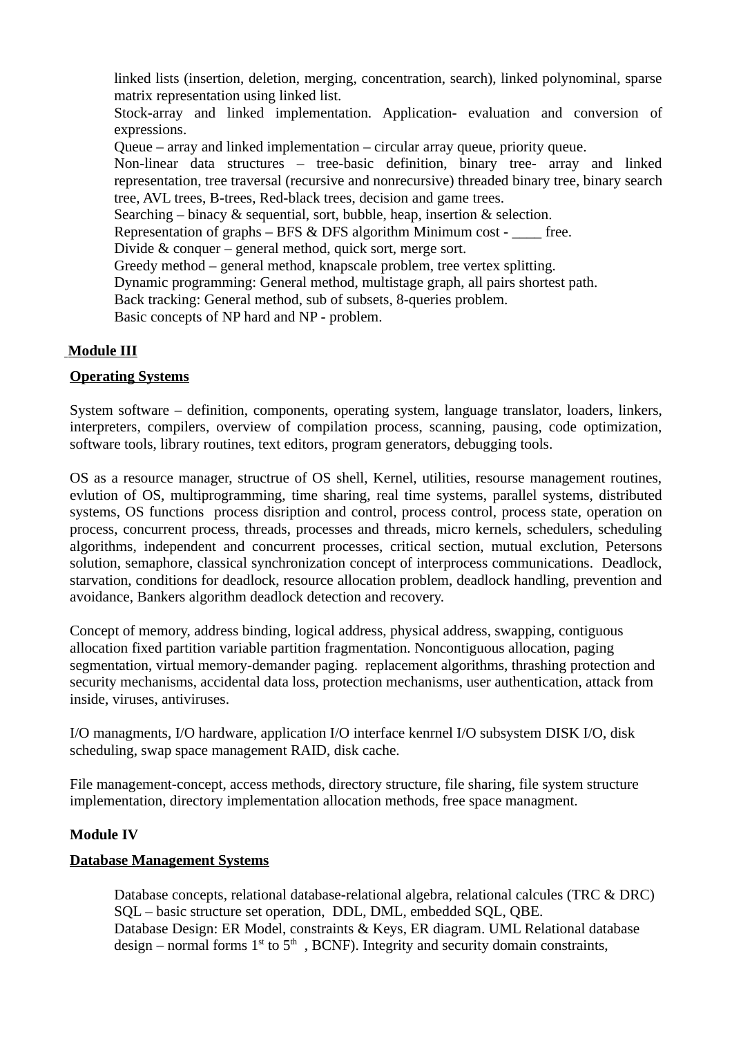linked lists (insertion, deletion, merging, concentration, search), linked polynominal, sparse matrix representation using linked list.
Stock-array and linked implementation. Application- evaluation and conversion of expressions.
Queue – array and linked implementation – circular array queue, priority queue.
Non-linear data structures – tree-basic definition, binary tree- array and linked representation, tree traversal (recursive and nonrecursive) threaded binary tree, binary search tree, AVL trees, B-trees, Red-black trees, decision and game trees.
Searching – binacy & sequential, sort, bubble, heap, insertion & selection.
Representation of graphs – BFS & DFS algorithm Minimum cost - ____ free.
Divide & conquer – general method, quick sort, merge sort.
Greedy method – general method, knapscale problem, tree vertex splitting.
Dynamic programming: General method, multistage graph, all pairs shortest path.
Back tracking: General method, sub of subsets, 8-queries problem.
Basic concepts of NP hard and NP - problem.

**Module III**

**Operating Systems**

System software – definition, components, operating system, language translator, loaders, linkers, interpreters, compilers, overview of compilation process, scanning, pausing, code optimization, software tools, library routines, text editors, program generators, debugging tools.

OS as a resource manager, structrue of OS shell, Kernel, utilities, resourse management routines, evlution of OS, multiprogramming, time sharing, real time systems, parallel systems, distributed systems, OS functions process disription and control, process control, process state, operation on process, concurrent process, threads, processes and threads, micro kernels, schedulers, scheduling algorithms, independent and concurrent processes, critical section, mutual exclution, Petersons solution, semaphore, classical synchronization concept of interprocess communications. Deadlock, starvation, conditions for deadlock, resource allocation problem, deadlock handling, prevention and avoidance, Bankers algorithm deadlock detection and recovery.

Concept of memory, address binding, logical address, physical address, swapping, contiguous allocation fixed partition variable partition fragmentation. Noncontiguous allocation, paging segmentation, virtual memory-demander paging. replacement algorithms, thrashing protection and security mechanisms, accidental data loss, protection mechanisms, user authentication, attack from inside, viruses, antiviruses.

I/O managments, I/O hardware, application I/O interface kenrnel I/O subsystem DISK I/O, disk scheduling, swap space management RAID, disk cache.

File management-concept, access methods, directory structure, file sharing, file system structure implementation, directory implementation allocation methods, free space managment.

**Module IV**

**Database Management Systems**

Database concepts, relational database-relational algebra, relational calcules (TRC & DRC)
SQL – basic structure set operation, DDL, DML, embedded SQL, QBE.
Database Design: ER Model, constraints & Keys, ER diagram. UML Relational database design – normal forms $1^{st}$ to $5^{th}$ , BCNF). Integrity and security domain constraints,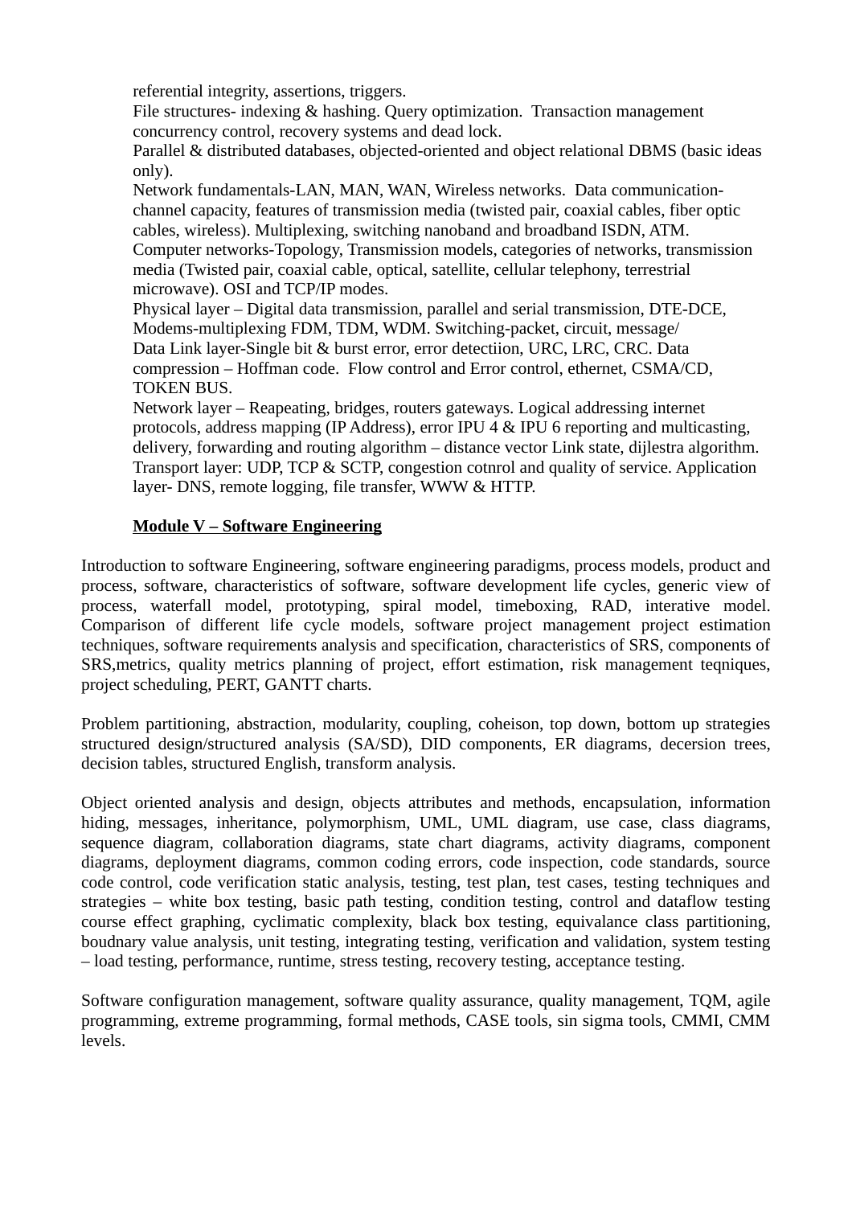referential integrity, assertions, triggers.
File structures- indexing & hashing. Query optimization.  Transaction management concurrency control, recovery systems and dead lock.
Parallel & distributed databases, objected-oriented and object relational DBMS (basic ideas only).
Network fundamentals-LAN, MAN, WAN, Wireless networks.  Data communication-channel capacity, features of transmission media (twisted pair, coaxial cables, fiber optic cables, wireless). Multiplexing, switching nanoband and broadband ISDN, ATM.
Computer networks-Topology, Transmission models, categories of networks, transmission media (Twisted pair, coaxial cable, optical, satellite, cellular telephony, terrestrial microwave). OSI and TCP/IP modes.
Physical layer – Digital data transmission, parallel and serial transmission, DTE-DCE, Modems-multiplexing FDM, TDM, WDM. Switching-packet, circuit, message/
Data Link layer-Single bit & burst error, error detectiion, URC, LRC, CRC. Data compression – Hoffman code.  Flow control and Error control, ethernet, CSMA/CD, TOKEN BUS.
Network layer – Reapeating, bridges, routers gateways. Logical addressing internet protocols, address mapping (IP Address), error IPU 4 & IPU 6 reporting and multicasting, delivery, forwarding and routing algorithm – distance vector Link state, dijlestra algorithm.
Transport layer: UDP, TCP & SCTP, congestion cotnrol and quality of service. Application layer- DNS, remote logging, file transfer, WWW & HTTP.

**<u>Module V – Software Engineering</u>**

Introduction to software Engineering, software engineering paradigms, process models, product and process, software, characteristics of software, software development life cycles, generic view of process, waterfall model, prototyping, spiral model, timeboxing, RAD, interative model. Comparison of different life cycle models, software project management project estimation techniques, software requirements analysis and specification, characteristics of SRS, components of SRS,metrics, quality metrics planning of project, effort estimation, risk management teqniques, project scheduling, PERT, GANTT charts.

Problem partitioning, abstraction, modularity, coupling, coheison, top down, bottom up strategies structured design/structured analysis (SA/SD), DID components, ER diagrams, decersion trees, decision tables, structured English, transform analysis.

Object oriented analysis and design, objects attributes and methods, encapsulation, information hiding, messages, inheritance, polymorphism, UML, UML diagram, use case, class diagrams, sequence diagram, collaboration diagrams, state chart diagrams, activity diagrams, component diagrams, deployment diagrams, common coding errors, code inspection, code standards, source code control, code verification static analysis, testing, test plan, test cases, testing techniques and strategies – white box testing, basic path testing, condition testing, control and dataflow testing course effect graphing, cyclimatic complexity, black box testing, equivalance class partitioning, boudnary value analysis, unit testing, integrating testing, verification and validation, system testing – load testing, performance, runtime, stress testing, recovery testing, acceptance testing.

Software configuration management, software quality assurance, quality management, TQM, agile programming, extreme programming, formal methods, CASE tools, sin sigma tools, CMMI, CMM levels.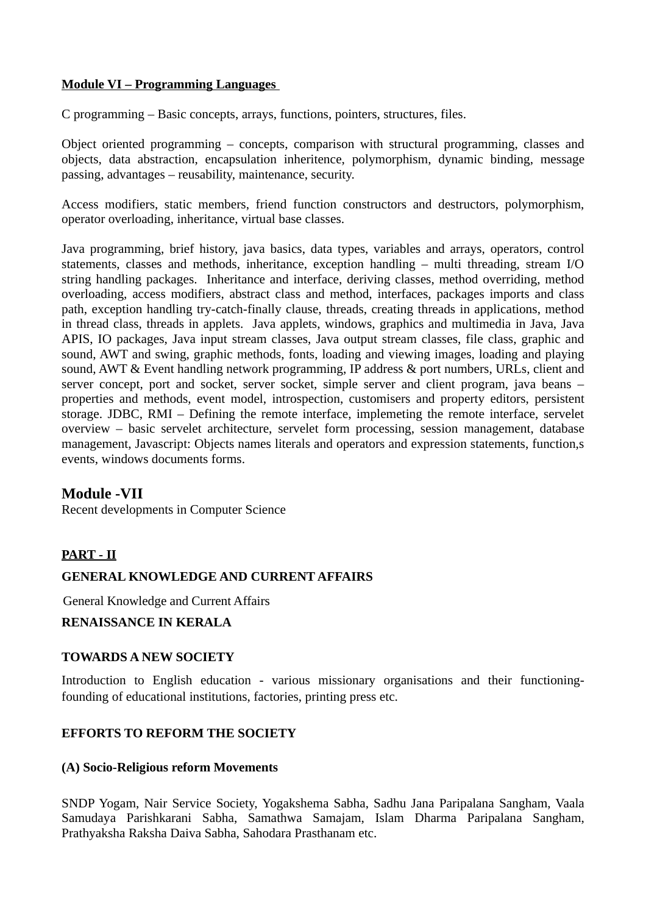**<u>Module VI – Programming Languages</u>**

C programming – Basic concepts, arrays, functions, pointers, structures, files.

Object oriented programming – concepts, comparison with structural programming, classes and objects, data abstraction, encapsulation inheritence, polymorphism, dynamic binding, message passing, advantages – reusability, maintenance, security.

Access modifiers, static members, friend function constructors and destructors, polymorphism, operator overloading, inheritance, virtual base classes.

Java programming, brief history, java basics, data types, variables and arrays, operators, control statements, classes and methods, inheritance, exception handling – multi threading, stream I/O string handling packages. Inheritance and interface, deriving classes, method overriding, method overloading, access modifiers, abstract class and method, interfaces, packages imports and class path, exception handling try-catch-finally clause, threads, creating threads in applications, method in thread class, threads in applets. Java applets, windows, graphics and multimedia in Java, Java APIS, IO packages, Java input stream classes, Java output stream classes, file class, graphic and sound, AWT and swing, graphic methods, fonts, loading and viewing images, loading and playing sound, AWT & Event handling network programming, IP address & port numbers, URLs, client and server concept, port and socket, server socket, simple server and client program, java beans – properties and methods, event model, introspection, customisers and property editors, persistent storage. JDBC, RMI – Defining the remote interface, implemeting the remote interface, servelet overview – basic servelet architecture, servelet form processing, session management, database management, Javascript: Objects names literals and operators and expression statements, function,s events, windows documents forms.

## Module -VII

Recent developments in Computer Science

**<u>PART - II</u>**

**GENERAL KNOWLEDGE AND CURRENT AFFAIRS**

General Knowledge and Current Affairs

**RENAISSANCE IN KERALA**

**TOWARDS A NEW SOCIETY**

Introduction to English education - various missionary organisations and their functioning- founding of educational institutions, factories, printing press etc.

**EFFORTS TO REFORM THE SOCIETY**

**(A) Socio-Religious reform Movements**

SNDP Yogam, Nair Service Society, Yogakshema Sabha, Sadhu Jana Paripalana Sangham, Vaala Samudaya Parishkarani Sabha, Samathwa Samajam, Islam Dharma Paripalana Sangham, Prathyaksha Raksha Daiva Sabha, Sahodara Prasthanam etc.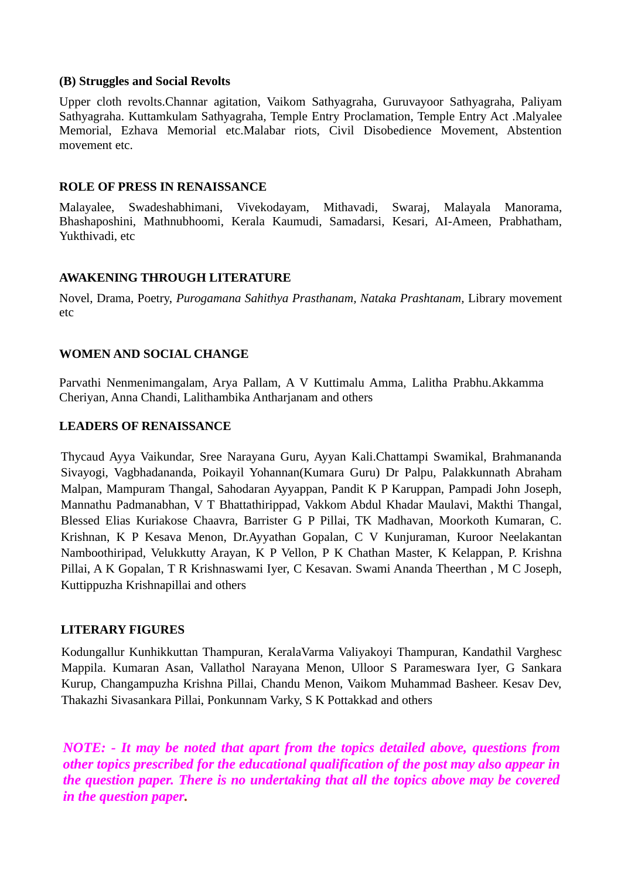**(B) Struggles and Social Revolts**

Upper cloth revolts.Channar agitation, Vaikom Sathyagraha, Guruvayoor Sathyagraha, Paliyam Sathyagraha. Kuttamkulam Sathyagraha, Temple Entry Proclamation, Temple Entry Act .Malyalee Memorial, Ezhava Memorial etc.Malabar riots, Civil Disobedience Movement, Abstention movement etc.

**ROLE OF PRESS IN RENAISSANCE**

Malayalee, Swadeshabhimani, Vivekodayam, Mithavadi, Swaraj, Malayala Manorama, Bhashaposhini, Mathnubhoomi, Kerala Kaumudi, Samadarsi, Kesari, AI-Ameen, Prabhatham, Yukthivadi, etc

**AWAKENING THROUGH LITERATURE**

Novel, Drama, Poetry, *Purogamana Sahithya Prasthanam, Nataka Prashtanam,* Library movement etc

**WOMEN AND SOCIAL CHANGE**

Parvathi Nenmenimangalam, Arya Pallam, A V Kuttimalu Amma, Lalitha Prabhu.Akkamma Cheriyan, Anna Chandi, Lalithambika Antharjanam and others

**LEADERS OF RENAISSANCE**

Thycaud Ayya Vaikundar, Sree Narayana Guru, Ayyan Kali.Chattampi Swamikal, Brahmananda Sivayogi, Vagbhadananda, Poikayil Yohannan(Kumara Guru) Dr Palpu, Palakkunnath Abraham Malpan, Mampuram Thangal, Sahodaran Ayyappan, Pandit K P Karuppan, Pampadi John Joseph, Mannathu Padmanabhan, V T Bhattathirippad, Vakkom Abdul Khadar Maulavi, Makthi Thangal, Blessed Elias Kuriakose Chaavra, Barrister G P Pillai, TK Madhavan, Moorkoth Kumaran, C. Krishnan, K P Kesava Menon, Dr.Ayyathan Gopalan, C V Kunjuraman, Kuroor Neelakantan Namboothiripad, Velukkutty Arayan, K P Vellon, P K Chathan Master, K Kelappan, P. Krishna Pillai, A K Gopalan, T R Krishnaswami Iyer, C Kesavan. Swami Ananda Theerthan , M C Joseph, Kuttippuzha Krishnapillai and others

**LITERARY FIGURES**

Kodungallur Kunhikkuttan Thampuran, KeralaVarma Valiyakoyi Thampuran, Kandathil Varghesc Mappila. Kumaran Asan, Vallathol Narayana Menon, Ulloor S Parameswara Iyer, G Sankara Kurup, Changampuzha Krishna Pillai, Chandu Menon, Vaikom Muhammad Basheer. Kesav Dev, Thakazhi Sivasankara Pillai, Ponkunnam Varky, S K Pottakkad and others

***NOTE: - It may be noted that apart from the topics detailed above, questions from other topics prescribed for the educational qualification of the post may also appear in the question paper. There is no undertaking that all the topics above may be covered in the question paper.***